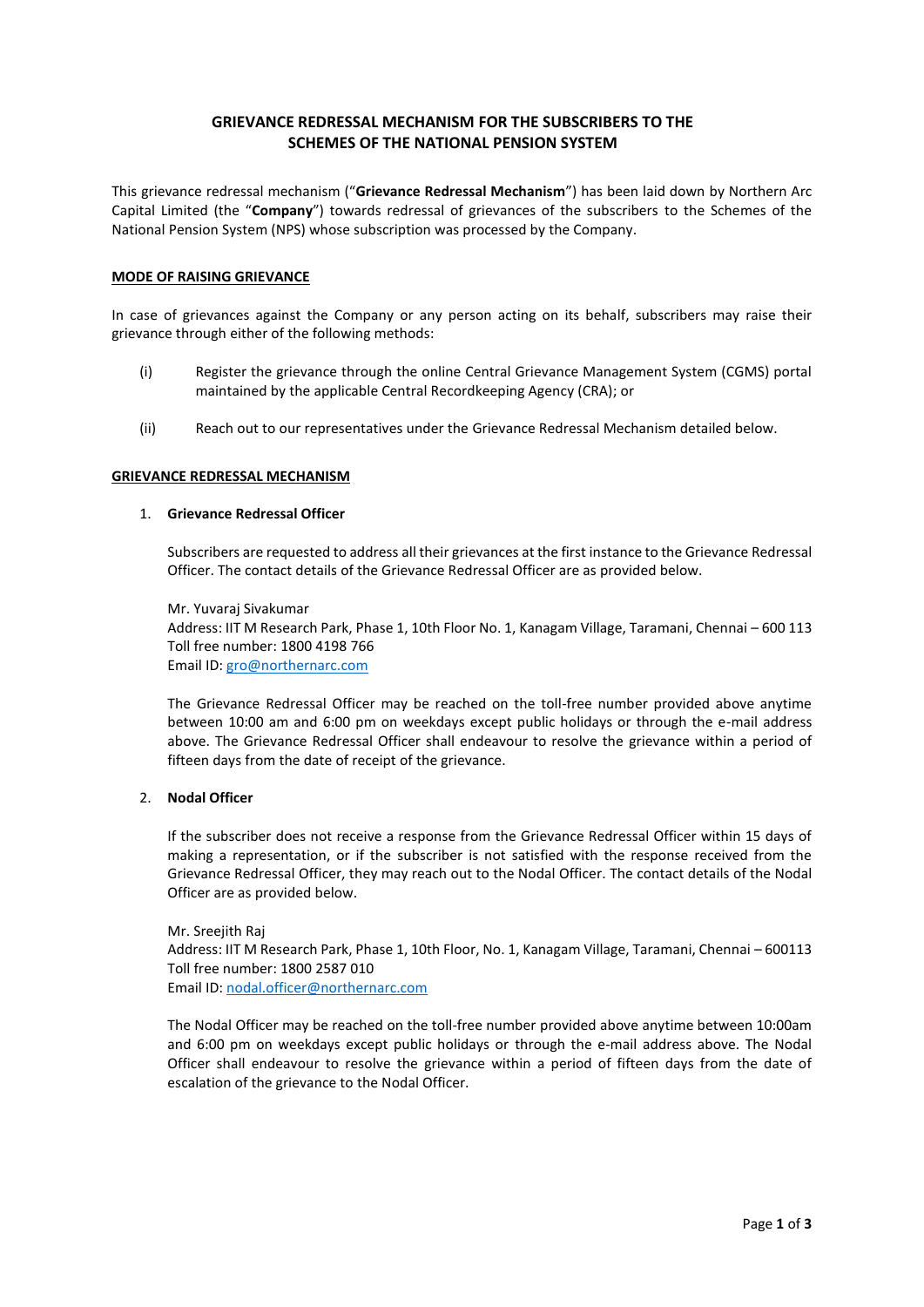# GRIEVANCE REDRESSAL MECHANISM FOR THE SUBSCRIBERS TO THE SCHEMES OF THE NATIONAL PENSION SYSTEM

This grievance redressal mechanism ("**Grievance Redressal Mechanism**") has been laid down by Northern Arc Capital Limited (the "**Company**") towards redressal of grievances of the subscribers to the Schemes of the National Pension System (NPS) whose subscription was processed by the Company.

## MODE OF RAISING GRIEVANCE

In case of grievances against the Company or any person acting on its behalf, subscribers may raise their grievance through either of the following methods:

(i) Register the grievance through the online Central Grievance Management System (CGMS) portal maintained by the applicable Central Recordkeeping Agency (CRA); or

(ii) Reach out to our representatives under the Grievance Redressal Mechanism detailed below.

## GRIEVANCE REDRESSAL MECHANISM

1. **Grievance Redressal Officer**

   Subscribers are requested to address all their grievances at the first instance to the Grievance Redressal Officer. The contact details of the Grievance Redressal Officer are as provided below.

   Mr. Yuvaraj Sivakumar
   Address: IIT M Research Park, Phase 1, 10th Floor No. 1, Kanagam Village, Taramani, Chennai – 600 113
   Toll free number: 1800 4198 766
   Email ID: gro@northernarc.com

   The Grievance Redressal Officer may be reached on the toll-free number provided above anytime between 10:00 am and 6:00 pm on weekdays except public holidays or through the e-mail address above. The Grievance Redressal Officer shall endeavour to resolve the grievance within a period of fifteen days from the date of receipt of the grievance.

2. **Nodal Officer**

   If the subscriber does not receive a response from the Grievance Redressal Officer within 15 days of making a representation, or if the subscriber is not satisfied with the response received from the Grievance Redressal Officer, they may reach out to the Nodal Officer. The contact details of the Nodal Officer are as provided below.

   Mr. Sreejith Raj
   Address: IIT M Research Park, Phase 1, 10th Floor, No. 1, Kanagam Village, Taramani, Chennai – 600113
   Toll free number: 1800 2587 010
   Email ID: nodal.officer@northernarc.com

   The Nodal Officer may be reached on the toll-free number provided above anytime between 10:00am and 6:00 pm on weekdays except public holidays or through the e-mail address above. The Nodal Officer shall endeavour to resolve the grievance within a period of fifteen days from the date of escalation of the grievance to the Nodal Officer.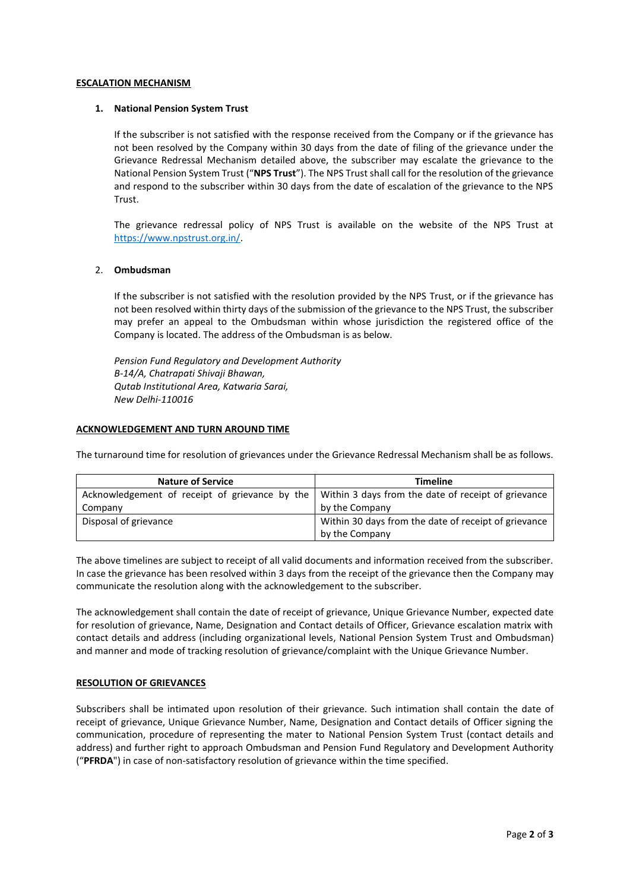## ESCALATION MECHANISM

### 1. National Pension System Trust

If the subscriber is not satisfied with the response received from the Company or if the grievance has not been resolved by the Company within 30 days from the date of filing of the grievance under the Grievance Redressal Mechanism detailed above, the subscriber may escalate the grievance to the National Pension System Trust ("**NPS Trust**"). The NPS Trust shall call for the resolution of the grievance and respond to the subscriber within 30 days from the date of escalation of the grievance to the NPS Trust.

The grievance redressal policy of NPS Trust is available on the website of the NPS Trust at https://www.npstrust.org.in/.

### 2. Ombudsman

If the subscriber is not satisfied with the resolution provided by the NPS Trust, or if the grievance has not been resolved within thirty days of the submission of the grievance to the NPS Trust, the subscriber may prefer an appeal to the Ombudsman within whose jurisdiction the registered office of the Company is located. The address of the Ombudsman is as below.

*Pension Fund Regulatory and Development Authority*
*B-14/A, Chatrapati Shivaji Bhawan,*
*Qutab Institutional Area, Katwaria Sarai,*
*New Delhi-110016*

## ACKNOWLEDGEMENT AND TURN AROUND TIME

The turnaround time for resolution of grievances under the Grievance Redressal Mechanism shall be as follows.

| Nature of Service | Timeline |
|---|---|
| Acknowledgement of receipt of grievance by the Company | Within 3 days from the date of receipt of grievance by the Company |
| Disposal of grievance | Within 30 days from the date of receipt of grievance by the Company |

The above timelines are subject to receipt of all valid documents and information received from the subscriber. In case the grievance has been resolved within 3 days from the receipt of the grievance then the Company may communicate the resolution along with the acknowledgement to the subscriber.

The acknowledgement shall contain the date of receipt of grievance, Unique Grievance Number, expected date for resolution of grievance, Name, Designation and Contact details of Officer, Grievance escalation matrix with contact details and address (including organizational levels, National Pension System Trust and Ombudsman) and manner and mode of tracking resolution of grievance/complaint with the Unique Grievance Number.

## RESOLUTION OF GRIEVANCES

Subscribers shall be intimated upon resolution of their grievance. Such intimation shall contain the date of receipt of grievance, Unique Grievance Number, Name, Designation and Contact details of Officer signing the communication, procedure of representing the mater to National Pension System Trust (contact details and address) and further right to approach Ombudsman and Pension Fund Regulatory and Development Authority ("**PFRDA**") in case of non-satisfactory resolution of grievance within the time specified.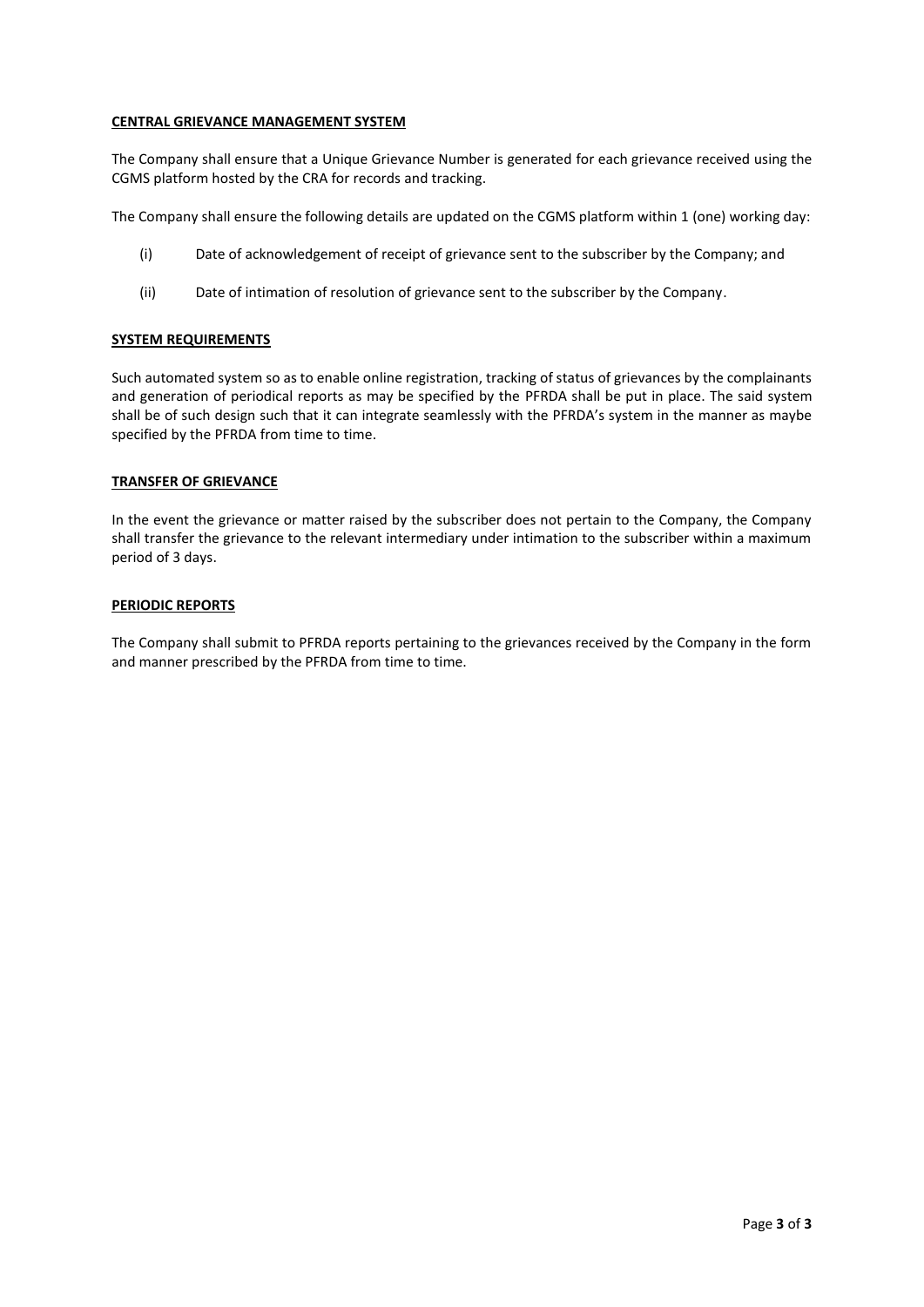**CENTRAL GRIEVANCE MANAGEMENT SYSTEM**

The Company shall ensure that a Unique Grievance Number is generated for each grievance received using the CGMS platform hosted by the CRA for records and tracking.

The Company shall ensure the following details are updated on the CGMS platform within 1 (one) working day:

(i) Date of acknowledgement of receipt of grievance sent to the subscriber by the Company; and

(ii) Date of intimation of resolution of grievance sent to the subscriber by the Company.

**SYSTEM REQUIREMENTS**

Such automated system so as to enable online registration, tracking of status of grievances by the complainants and generation of periodical reports as may be specified by the PFRDA shall be put in place. The said system shall be of such design such that it can integrate seamlessly with the PFRDA's system in the manner as maybe specified by the PFRDA from time to time.

**TRANSFER OF GRIEVANCE**

In the event the grievance or matter raised by the subscriber does not pertain to the Company, the Company shall transfer the grievance to the relevant intermediary under intimation to the subscriber within a maximum period of 3 days.

**PERIODIC REPORTS**

The Company shall submit to PFRDA reports pertaining to the grievances received by the Company in the form and manner prescribed by the PFRDA from time to time.